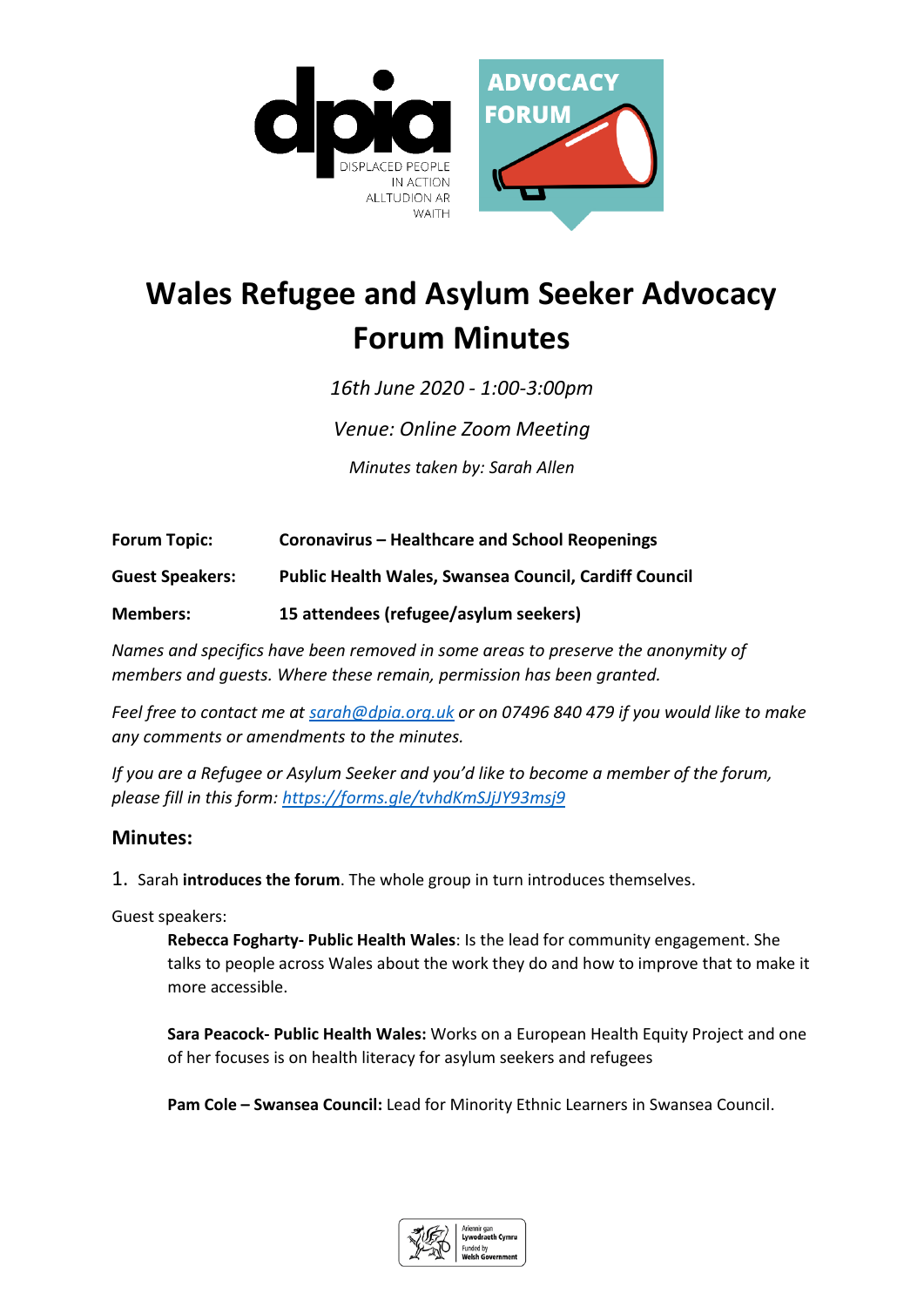# Wales Refugee and Asylum Seeker Advocacy Forum Minutes

*16th June 2020 - 1:00-3:00pm*

*Venue: Online Zoom Meeting*

*Minutes taken by: Sarah Allen*

**Forum Topic:** **Coronavirus – Healthcare and School Reopenings**

**Guest Speakers:** **Public Health Wales, Swansea Council, Cardiff Council**

**Members:** **15 attendees (refugee/asylum seekers)**

*Names and specifics have been removed in some areas to preserve the anonymity of members and guests. Where these remain, permission has been granted.*

*Feel free to contact me at [sarah@dpia.org.uk](mailto:sarah@dpia.org.uk) or on 07496 840 479 if you would like to make any comments or amendments to the minutes.*

*If you are a Refugee or Asylum Seeker and you'd like to become a member of the forum, please fill in this form: [https://forms.gle/tvhdKmSJjJY93msj9](https://forms.gle/tvhdKmSJjJY93msj9)*

## Minutes:

1. Sarah **introduces the forum**. The whole group in turn introduces themselves.

Guest speakers:

> **Rebecca Fogharty- Public Health Wales**: Is the lead for community engagement. She talks to people across Wales about the work they do and how to improve that to make it more accessible.
>
> **Sara Peacock- Public Health Wales:** Works on a European Health Equity Project and one of her focuses is on health literacy for asylum seekers and refugees
>
> **Pam Cole – Swansea Council:** Lead for Minority Ethnic Learners in Swansea Council.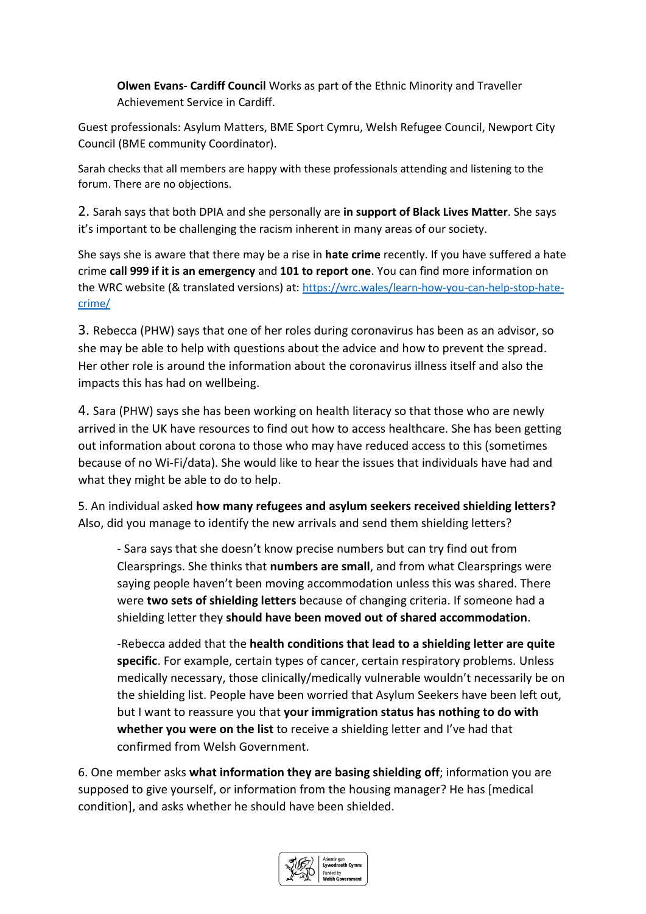**Olwen Evans- Cardiff Council** Works as part of the Ethnic Minority and Traveller Achievement Service in Cardiff.

Guest professionals: Asylum Matters, BME Sport Cymru, Welsh Refugee Council, Newport City Council (BME community Coordinator).

Sarah checks that all members are happy with these professionals attending and listening to the forum. There are no objections.

2. Sarah says that both DPIA and she personally are **in support of Black Lives Matter**. She says it's important to be challenging the racism inherent in many areas of our society.

She says she is aware that there may be a rise in **hate crime** recently. If you have suffered a hate crime **call 999 if it is an emergency** and **101 to report one**. You can find more information on the WRC website (& translated versions) at: [https://wrc.wales/learn-how-you-can-help-stop-hate-crime/](https://wrc.wales/learn-how-you-can-help-stop-hate-crime/)

3. Rebecca (PHW) says that one of her roles during coronavirus has been as an advisor, so she may be able to help with questions about the advice and how to prevent the spread. Her other role is around the information about the coronavirus illness itself and also the impacts this has had on wellbeing.

4. Sara (PHW) says she has been working on health literacy so that those who are newly arrived in the UK have resources to find out how to access healthcare. She has been getting out information about corona to those who may have reduced access to this (sometimes because of no Wi-Fi/data). She would like to hear the issues that individuals have had and what they might be able to do to help.

5. An individual asked **how many refugees and asylum seekers received shielding letters?** Also, did you manage to identify the new arrivals and send them shielding letters?

> - Sara says that she doesn't know precise numbers but can try find out from Clearsprings. She thinks that **numbers are small**, and from what Clearsprings were saying people haven't been moving accommodation unless this was shared. There were **two sets of shielding letters** because of changing criteria. If someone had a shielding letter they **should have been moved out of shared accommodation**.
>
> -Rebecca added that the **health conditions that lead to a shielding letter are quite specific**. For example, certain types of cancer, certain respiratory problems. Unless medically necessary, those clinically/medically vulnerable wouldn't necessarily be on the shielding list. People have been worried that Asylum Seekers have been left out, but I want to reassure you that **your immigration status has nothing to do with whether you were on the list** to receive a shielding letter and I've had that confirmed from Welsh Government.

6. One member asks **what information they are basing shielding off**; information you are supposed to give yourself, or information from the housing manager? He has [medical condition], and asks whether he should have been shielded.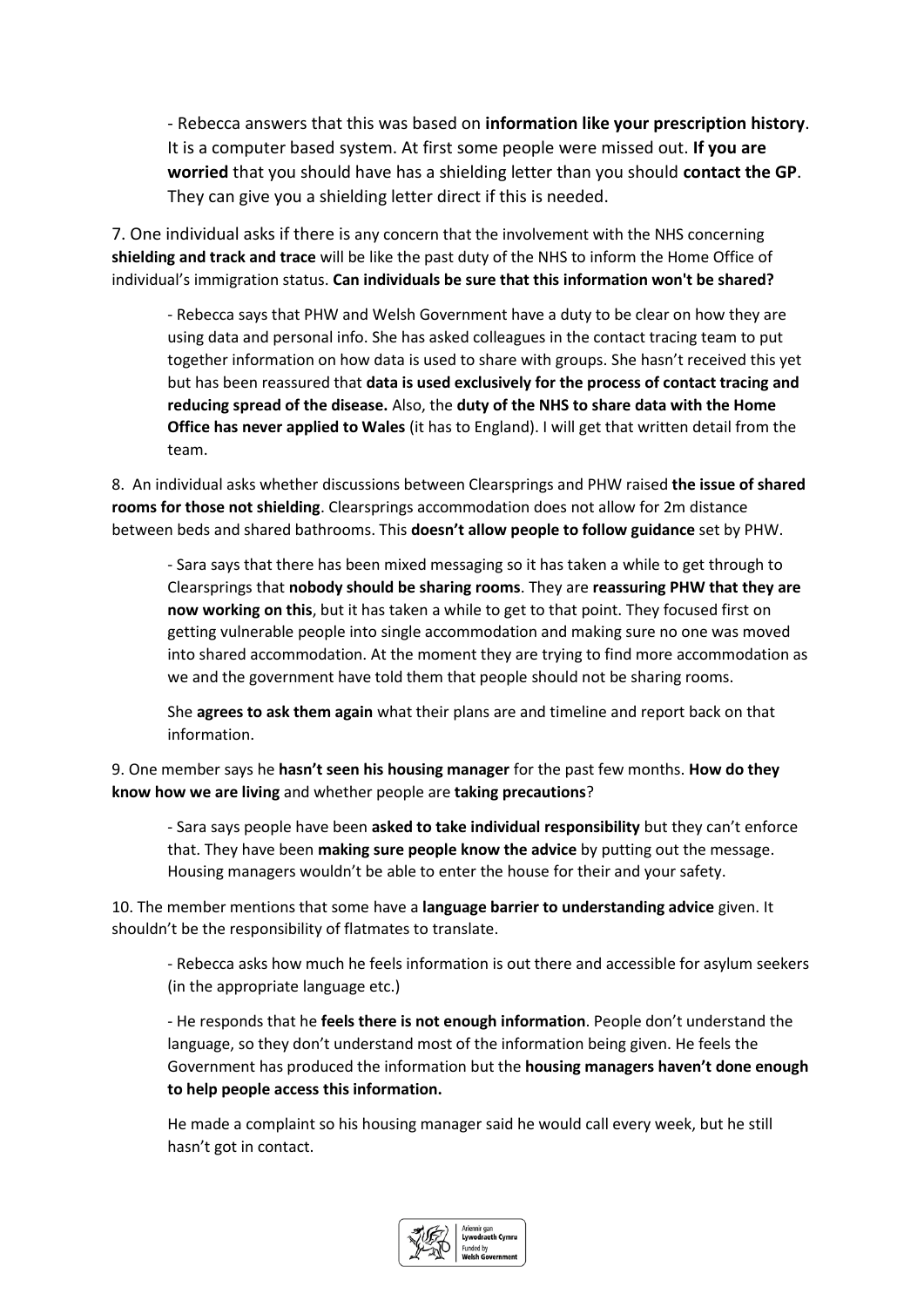- Rebecca answers that this was based on **information like your prescription history**. It is a computer based system. At first some people were missed out. **If you are worried** that you should have has a shielding letter than you should **contact the GP**. They can give you a shielding letter direct if this is needed.

7. One individual asks if there is any concern that the involvement with the NHS concerning **shielding and track and trace** will be like the past duty of the NHS to inform the Home Office of individual's immigration status. **Can individuals be sure that this information won't be shared?**

   - Rebecca says that PHW and Welsh Government have a duty to be clear on how they are using data and personal info. She has asked colleagues in the contact tracing team to put together information on how data is used to share with groups. She hasn't received this yet but has been reassured that **data is used exclusively for the process of contact tracing and reducing spread of the disease.** Also, the **duty of the NHS to share data with the Home Office has never applied to Wales** (it has to England). I will get that written detail from the team.

8. An individual asks whether discussions between Clearsprings and PHW raised **the issue of shared rooms for those not shielding**. Clearsprings accommodation does not allow for 2m distance between beds and shared bathrooms. This **doesn't allow people to follow guidance** set by PHW.

   - Sara says that there has been mixed messaging so it has taken a while to get through to Clearsprings that **nobody should be sharing rooms**. They are **reassuring PHW that they are now working on this**, but it has taken a while to get to that point. They focused first on getting vulnerable people into single accommodation and making sure no one was moved into shared accommodation. At the moment they are trying to find more accommodation as we and the government have told them that people should not be sharing rooms.

   She **agrees to ask them again** what their plans are and timeline and report back on that information.

9. One member says he **hasn't seen his housing manager** for the past few months. **How do they know how we are living** and whether people are **taking precautions**?

   - Sara says people have been **asked to take individual responsibility** but they can't enforce that. They have been **making sure people know the advice** by putting out the message. Housing managers wouldn't be able to enter the house for their and your safety.

10. The member mentions that some have a **language barrier to understanding advice** given. It shouldn't be the responsibility of flatmates to translate.

    - Rebecca asks how much he feels information is out there and accessible for asylum seekers (in the appropriate language etc.)

    - He responds that he **feels there is not enough information**. People don't understand the language, so they don't understand most of the information being given. He feels the Government has produced the information but the **housing managers haven't done enough to help people access this information.**

    He made a complaint so his housing manager said he would call every week, but he still hasn't got in contact.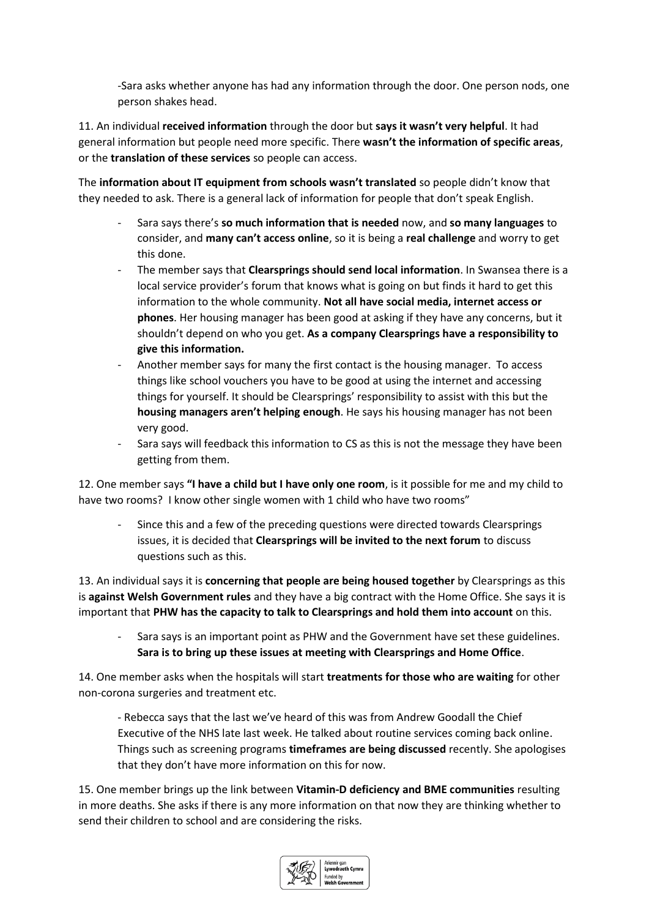-Sara asks whether anyone has had any information through the door. One person nods, one person shakes head.

11. An individual **received information** through the door but **says it wasn't very helpful**. It had general information but people need more specific. There **wasn't the information of specific areas**, or the **translation of these services** so people can access.

The **information about IT equipment from schools wasn't translated** so people didn't know that they needed to ask. There is a general lack of information for people that don't speak English.

- Sara says there's **so much information that is needed** now, and **so many languages** to consider, and **many can't access online**, so it is being a **real challenge** and worry to get this done.
- The member says that **Clearsprings should send local information**. In Swansea there is a local service provider's forum that knows what is going on but finds it hard to get this information to the whole community. **Not all have social media, internet access or phones**. Her housing manager has been good at asking if they have any concerns, but it shouldn't depend on who you get. **As a company Clearsprings have a responsibility to give this information.**
- Another member says for many the first contact is the housing manager. To access things like school vouchers you have to be good at using the internet and accessing things for yourself. It should be Clearsprings' responsibility to assist with this but the **housing managers aren't helping enough**. He says his housing manager has not been very good.
- Sara says will feedback this information to CS as this is not the message they have been getting from them.

12. One member says **"I have a child but I have only one room**, is it possible for me and my child to have two rooms? I know other single women with 1 child who have two rooms"

- Since this and a few of the preceding questions were directed towards Clearsprings issues, it is decided that **Clearsprings will be invited to the next forum** to discuss questions such as this.

13. An individual says it is **concerning that people are being housed together** by Clearsprings as this is **against Welsh Government rules** and they have a big contract with the Home Office. She says it is important that **PHW has the capacity to talk to Clearsprings and hold them into account** on this.

- Sara says is an important point as PHW and the Government have set these guidelines. **Sara is to bring up these issues at meeting with Clearsprings and Home Office**.

14. One member asks when the hospitals will start **treatments for those who are waiting** for other non-corona surgeries and treatment etc.

- Rebecca says that the last we've heard of this was from Andrew Goodall the Chief Executive of the NHS late last week. He talked about routine services coming back online. Things such as screening programs **timeframes are being discussed** recently. She apologises that they don't have more information on this for now.

15. One member brings up the link between **Vitamin-D deficiency and BME communities** resulting in more deaths. She asks if there is any more information on that now they are thinking whether to send their children to school and are considering the risks.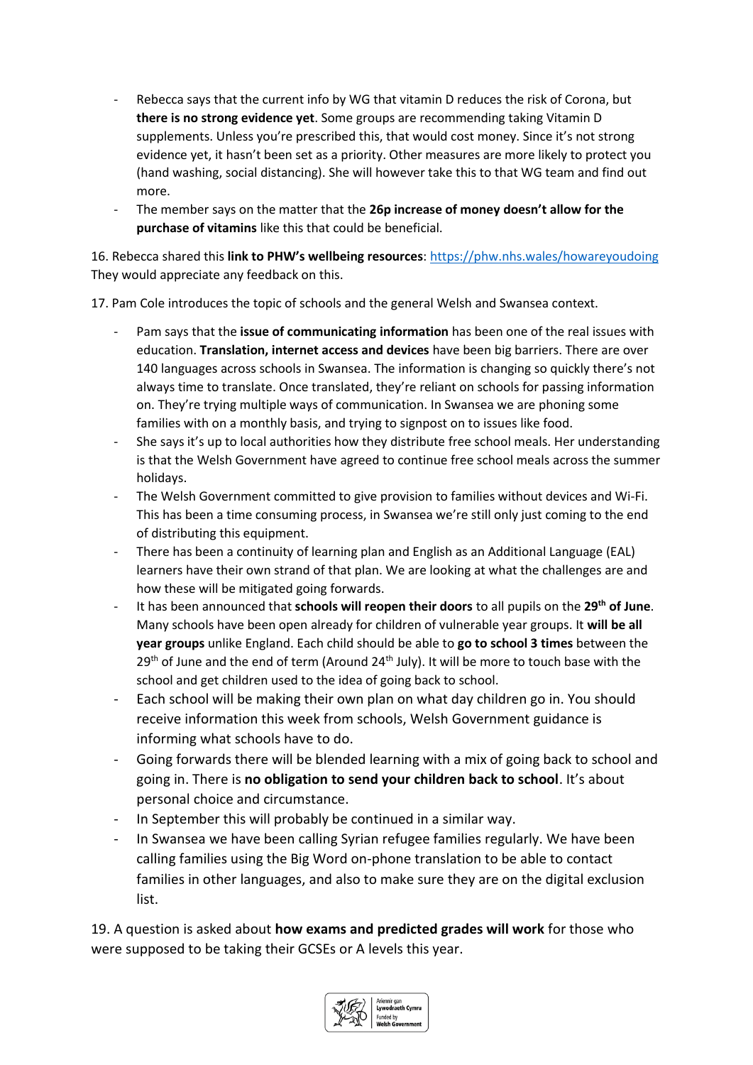- Rebecca says that the current info by WG that vitamin D reduces the risk of Corona, but **there is no strong evidence yet**. Some groups are recommending taking Vitamin D supplements. Unless you're prescribed this, that would cost money. Since it's not strong evidence yet, it hasn't been set as a priority. Other measures are more likely to protect you (hand washing, social distancing). She will however take this to that WG team and find out more.
- The member says on the matter that the **26p increase of money doesn't allow for the purchase of vitamins** like this that could be beneficial.

16. Rebecca shared this **link to PHW's wellbeing resources**: https://phw.nhs.wales/howareyoudoing They would appreciate any feedback on this.

17. Pam Cole introduces the topic of schools and the general Welsh and Swansea context.

- Pam says that the **issue of communicating information** has been one of the real issues with education. **Translation, internet access and devices** have been big barriers. There are over 140 languages across schools in Swansea. The information is changing so quickly there's not always time to translate. Once translated, they're reliant on schools for passing information on. They're trying multiple ways of communication. In Swansea we are phoning some families with on a monthly basis, and trying to signpost on to issues like food.
- She says it's up to local authorities how they distribute free school meals. Her understanding is that the Welsh Government have agreed to continue free school meals across the summer holidays.
- The Welsh Government committed to give provision to families without devices and Wi-Fi. This has been a time consuming process, in Swansea we're still only just coming to the end of distributing this equipment.
- There has been a continuity of learning plan and English as an Additional Language (EAL) learners have their own strand of that plan. We are looking at what the challenges are and how these will be mitigated going forwards.
- It has been announced that **schools will reopen their doors** to all pupils on the **29th of June**. Many schools have been open already for children of vulnerable year groups. It **will be all year groups** unlike England. Each child should be able to **go to school 3 times** between the 29th of June and the end of term (Around 24th July). It will be more to touch base with the school and get children used to the idea of going back to school.
- Each school will be making their own plan on what day children go in. You should receive information this week from schools, Welsh Government guidance is informing what schools have to do.
- Going forwards there will be blended learning with a mix of going back to school and going in. There is **no obligation to send your children back to school**. It's about personal choice and circumstance.
- In September this will probably be continued in a similar way.
- In Swansea we have been calling Syrian refugee families regularly. We have been calling families using the Big Word on-phone translation to be able to contact families in other languages, and also to make sure they are on the digital exclusion list.

19. A question is asked about **how exams and predicted grades will work** for those who were supposed to be taking their GCSEs or A levels this year.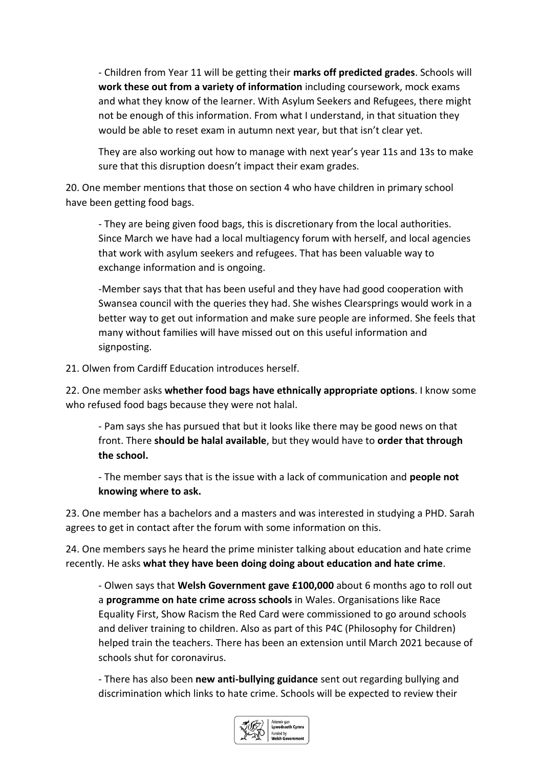- Children from Year 11 will be getting their **marks off predicted grades**. Schools will **work these out from a variety of information** including coursework, mock exams and what they know of the learner. With Asylum Seekers and Refugees, there might not be enough of this information. From what I understand, in that situation they would be able to reset exam in autumn next year, but that isn't clear yet.

They are also working out how to manage with next year's year 11s and 13s to make sure that this disruption doesn't impact their exam grades.

20. One member mentions that those on section 4 who have children in primary school have been getting food bags.

- They are being given food bags, this is discretionary from the local authorities. Since March we have had a local multiagency forum with herself, and local agencies that work with asylum seekers and refugees. That has been valuable way to exchange information and is ongoing.

-Member says that that has been useful and they have had good cooperation with Swansea council with the queries they had. She wishes Clearsprings would work in a better way to get out information and make sure people are informed. She feels that many without families will have missed out on this useful information and signposting.

21. Olwen from Cardiff Education introduces herself.

22. One member asks **whether food bags have ethnically appropriate options**. I know some who refused food bags because they were not halal.

- Pam says she has pursued that but it looks like there may be good news on that front. There **should be halal available**, but they would have to **order that through the school.**

- The member says that is the issue with a lack of communication and **people not knowing where to ask.**

23. One member has a bachelors and a masters and was interested in studying a PHD. Sarah agrees to get in contact after the forum with some information on this.

24. One members says he heard the prime minister talking about education and hate crime recently. He asks **what they have been doing doing about education and hate crime**.

- Olwen says that **Welsh Government gave £100,000** about 6 months ago to roll out a **programme on hate crime across schools** in Wales. Organisations like Race Equality First, Show Racism the Red Card were commissioned to go around schools and deliver training to children. Also as part of this P4C (Philosophy for Children) helped train the teachers. There has been an extension until March 2021 because of schools shut for coronavirus.

- There has also been **new anti-bullying guidance** sent out regarding bullying and discrimination which links to hate crime. Schools will be expected to review their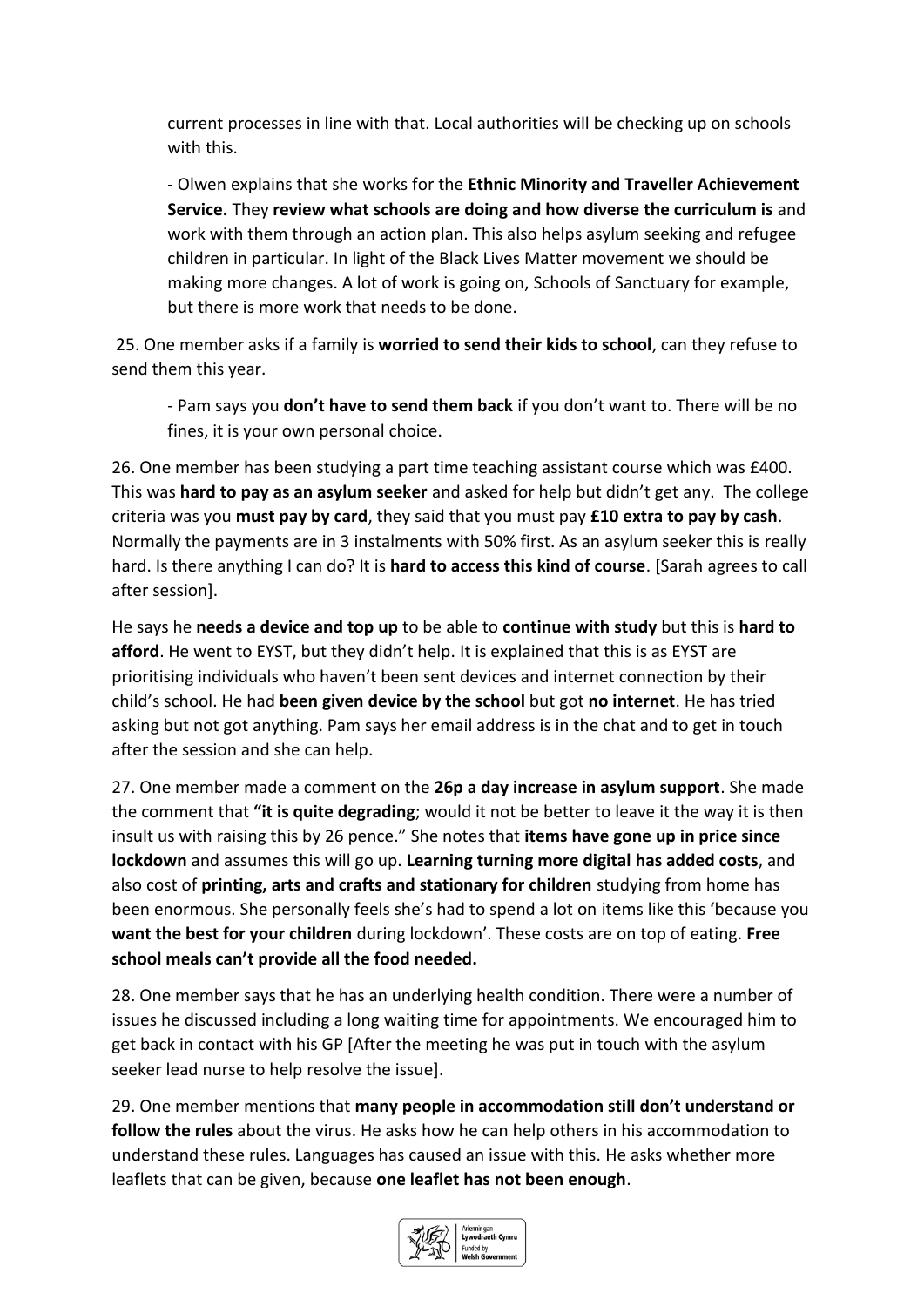current processes in line with that. Local authorities will be checking up on schools with this.

- Olwen explains that she works for the **Ethnic Minority and Traveller Achievement Service.** They **review what schools are doing and how diverse the curriculum is** and work with them through an action plan. This also helps asylum seeking and refugee children in particular. In light of the Black Lives Matter movement we should be making more changes. A lot of work is going on, Schools of Sanctuary for example, but there is more work that needs to be done.

25. One member asks if a family is **worried to send their kids to school**, can they refuse to send them this year.

- Pam says you **don't have to send them back** if you don't want to. There will be no fines, it is your own personal choice.

26. One member has been studying a part time teaching assistant course which was £400. This was **hard to pay as an asylum seeker** and asked for help but didn't get any. The college criteria was you **must pay by card**, they said that you must pay **£10 extra to pay by cash**. Normally the payments are in 3 instalments with 50% first. As an asylum seeker this is really hard. Is there anything I can do? It is **hard to access this kind of course**. [Sarah agrees to call after session].

He says he **needs a device and top up** to be able to **continue with study** but this is **hard to afford**. He went to EYST, but they didn't help. It is explained that this is as EYST are prioritising individuals who haven't been sent devices and internet connection by their child's school. He had **been given device by the school** but got **no internet**. He has tried asking but not got anything. Pam says her email address is in the chat and to get in touch after the session and she can help.

27. One member made a comment on the **26p a day increase in asylum support**. She made the comment that **"it is quite degrading**; would it not be better to leave it the way it is then insult us with raising this by 26 pence." She notes that **items have gone up in price since lockdown** and assumes this will go up. **Learning turning more digital has added costs**, and also cost of **printing, arts and crafts and stationary for children** studying from home has been enormous. She personally feels she's had to spend a lot on items like this 'because you **want the best for your children** during lockdown'. These costs are on top of eating. **Free school meals can't provide all the food needed.**

28. One member says that he has an underlying health condition. There were a number of issues he discussed including a long waiting time for appointments. We encouraged him to get back in contact with his GP [After the meeting he was put in touch with the asylum seeker lead nurse to help resolve the issue].

29. One member mentions that **many people in accommodation still don't understand or follow the rules** about the virus. He asks how he can help others in his accommodation to understand these rules. Languages has caused an issue with this. He asks whether more leaflets that can be given, because **one leaflet has not been enough**.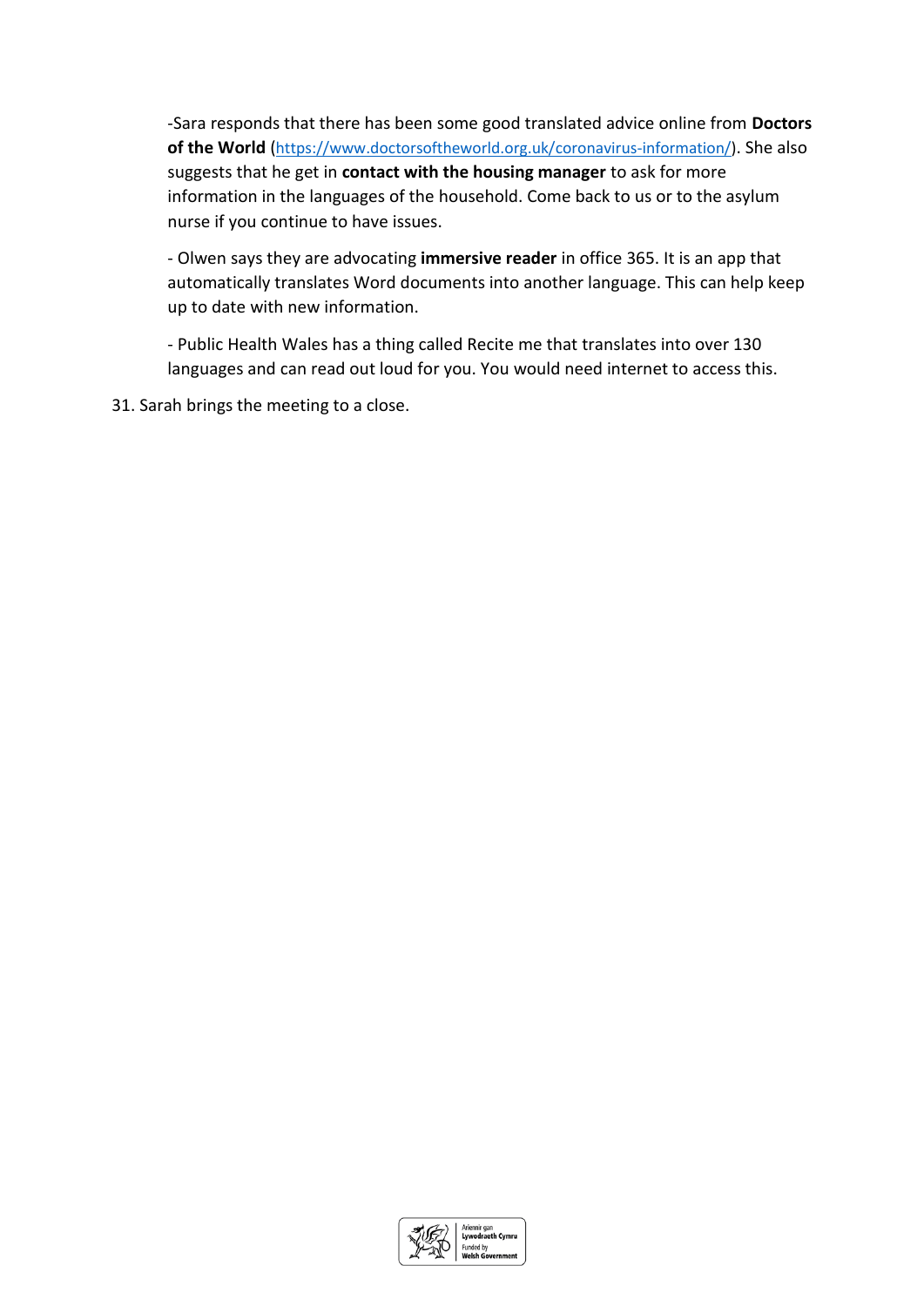-Sara responds that there has been some good translated advice online from **Doctors of the World** (https://www.doctorsoftheworld.org.uk/coronavirus-information/). She also suggests that he get in **contact with the housing manager** to ask for more information in the languages of the household. Come back to us or to the asylum nurse if you continue to have issues.

- Olwen says they are advocating **immersive reader** in office 365. It is an app that automatically translates Word documents into another language. This can help keep up to date with new information.

- Public Health Wales has a thing called Recite me that translates into over 130 languages and can read out loud for you. You would need internet to access this.

31. Sarah brings the meeting to a close.